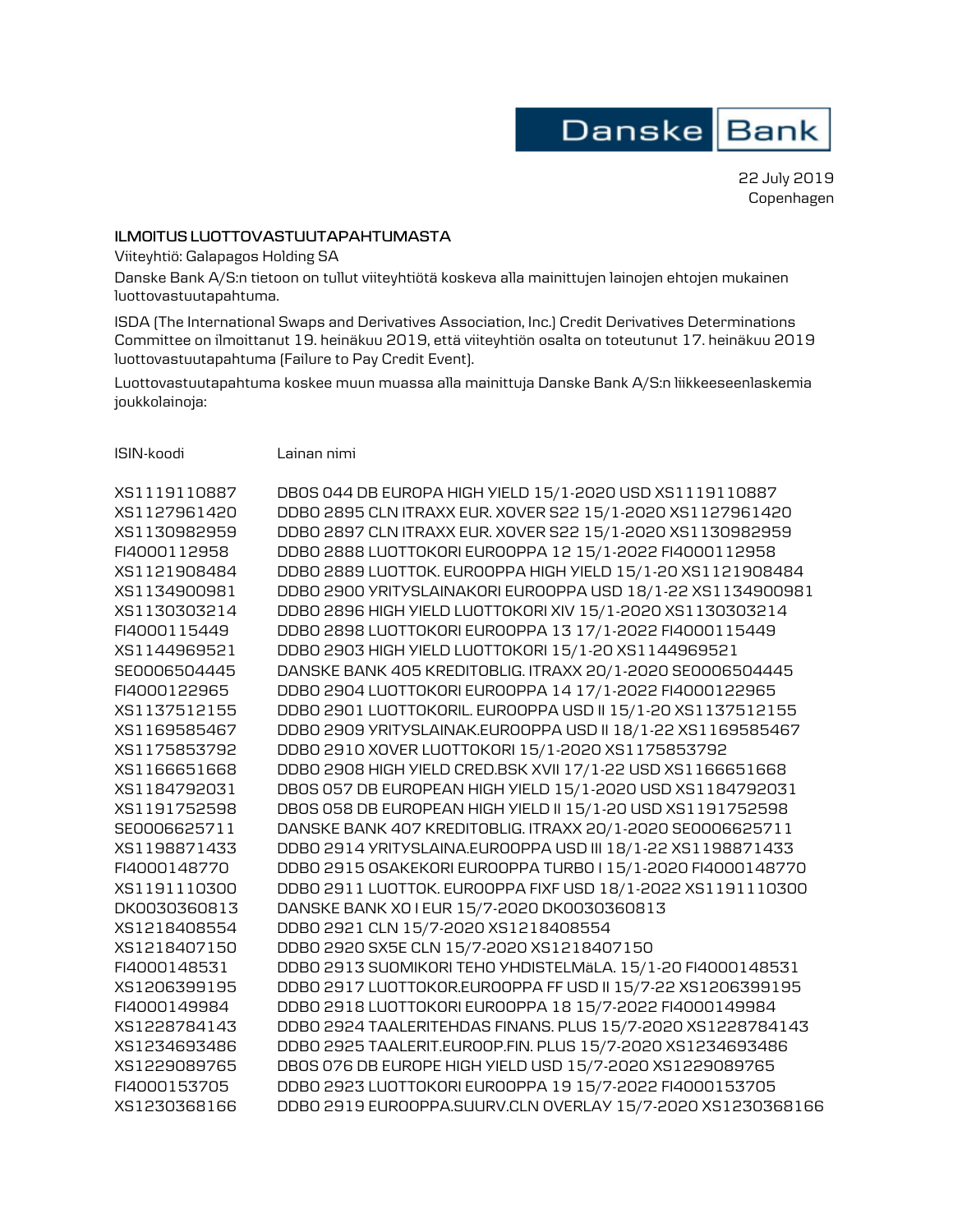Danske Bank

22 July 2019
Copenhagen

**ILMOITUS LUOTTOVASTUUTAPAHTUMASTA**

Viiteyhtiö: Galapagos Holding SA

Danske Bank A/S:n tietoon on tullut viiteyhtiötä koskeva alla mainittujen lainojen ehtojen mukainen luottovastuutapahtuma.

ISDA (The International Swaps and Derivatives Association, Inc.) Credit Derivatives Determinations Committee on ilmoittanut 19. heinäkuu 2019, että viiteyhtiön osalta on toteutunut 17. heinäkuu 2019 luottovastuutapahtuma (Failure to Pay Credit Event).

Luottovastuutapahtuma koskee muun muassa alla mainittuja Danske Bank A/S:n liikkeeseenlaskemia joukkolainoja:

| ISIN-koodi | Lainan nimi |
|---|---|
| XS1119110887 | DBOS 044 DB EUROPA HIGH YIELD 15/1-2020 USD XS1119110887 |
| XS1127961420 | DDBO 2895 CLN ITRAXX EUR. XOVER S22 15/1-2020 XS1127961420 |
| XS1130982959 | DDBO 2897 CLN ITRAXX EUR. XOVER S22 15/1-2020 XS1130982959 |
| FI4000112958 | DDBO 2888 LUOTTOKORI EUROOPPA 12 15/1-2022 FI4000112958 |
| XS1121908484 | DDBO 2889 LUOTTOK. EUROOPPA HIGH YIELD 15/1-20 XS1121908484 |
| XS1134900981 | DDBO 2900 YRITYSLAINAKORI EUROOPPA USD 18/1-22 XS1134900981 |
| XS1130303214 | DDBO 2896 HIGH YIELD LUOTTOKORI XIV 15/1-2020 XS1130303214 |
| FI4000115449 | DDBO 2898 LUOTTOKORI EUROOPPA 13 17/1-2022 FI4000115449 |
| XS1144969521 | DDBO 2903 HIGH YIELD LUOTTOKORI 15/1-20 XS1144969521 |
| SE0006504445 | DANSKE BANK 405 KREDITOBLIG. ITRAXX 20/1-2020 SE0006504445 |
| FI4000122965 | DDBO 2904 LUOTTOKORI EUROOPPA 14 17/1-2022 FI4000122965 |
| XS1137512155 | DDBO 2901 LUOTTOKORIL. EUROOPPA USD II 15/1-20 XS1137512155 |
| XS1169585467 | DDBO 2909 YRITYSLAINAK.EUROOPPA USD II 18/1-22 XS1169585467 |
| XS1175853792 | DDBO 2910 XOVER LUOTTOKORI 15/1-2020 XS1175853792 |
| XS1166651668 | DDBO 2908 HIGH YIELD CRED.BSK XVII 17/1-22 USD XS1166651668 |
| XS1184792031 | DBOS 057 DB EUROPEAN HIGH YIELD 15/1-2020 USD XS1184792031 |
| XS1191752598 | DBOS 058 DB EUROPEAN HIGH YIELD II 15/1-20 USD XS1191752598 |
| SE0006625711 | DANSKE BANK 407 KREDITOBLIG. ITRAXX 20/1-2020 SE0006625711 |
| XS1198871433 | DDBO 2914 YRITYSLAINA.EUROOPPA USD III 18/1-22 XS1198871433 |
| FI4000148770 | DDBO 2915 OSAKEKORI EUROOPPA TURBO I 15/1-2020 FI4000148770 |
| XS1191110300 | DDBO 2911 LUOTTOK. EUROOPPA FIXF USD 18/1-2022 XS1191110300 |
| DK0030360813 | DANSKE BANK XO I EUR 15/7-2020 DK0030360813 |
| XS1218408554 | DDBO 2921 CLN 15/7-2020 XS1218408554 |
| XS1218407150 | DDBO 2920 SX5E CLN 15/7-2020 XS1218407150 |
| FI4000148531 | DDBO 2913 SUOMIKORI TEHO YHDISTELMäLA. 15/1-20 FI4000148531 |
| XS1206399195 | DDBO 2917 LUOTTOKOR.EUROOPPA FF USD II 15/7-22 XS1206399195 |
| FI4000149984 | DDBO 2918 LUOTTOKORI EUROOPPA 18 15/7-2022 FI4000149984 |
| XS1228784143 | DDBO 2924 TAALERITEHDAS FINANS. PLUS 15/7-2020 XS1228784143 |
| XS1234693486 | DDBO 2925 TAALERIT.EUROOP.FIN. PLUS 15/7-2020 XS1234693486 |
| XS1229089765 | DBOS 076 DB EUROPE HIGH YIELD USD 15/7-2020 XS1229089765 |
| FI4000153705 | DDBO 2923 LUOTTOKORI EUROOPPA 19 15/7-2022 FI4000153705 |
| XS1230368166 | DDBO 2919 EUROOPPA.SUURV.CLN OVERLAY 15/7-2020 XS1230368166 |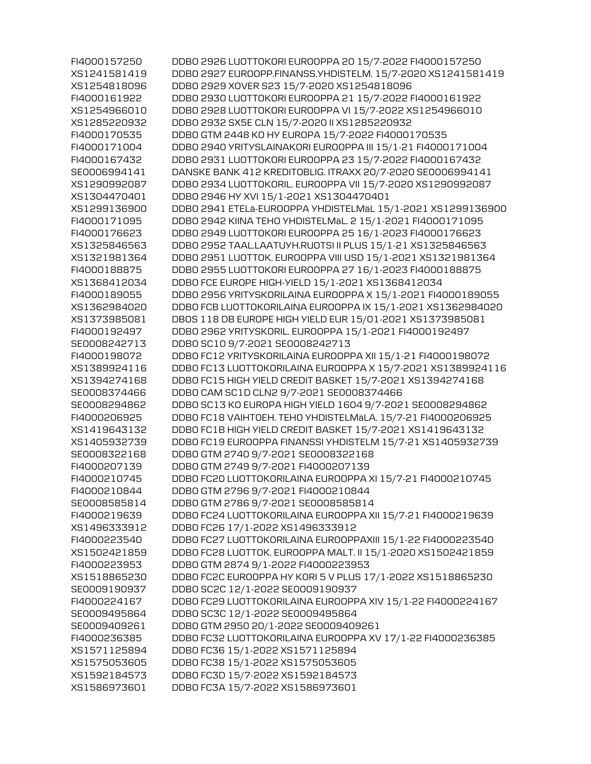| | |
|---|---|
| FI4000157250 | DDBO 2926 LUOTTOKORI EUROOPPA 20 15/7-2022 FI4000157250 |
| XS1241581419 | DDBO 2927 EUROOPP.FINANSS.YHDISTELM. 15/7-2020 XS1241581419 |
| XS1254818096 | DDBO 2929 XOVER S23 15/7-2020 XS1254818096 |
| FI4000161922 | DDBO 2930 LUOTTOKORI EUROOPPA 21 15/7-2022 FI4000161922 |
| XS1254966010 | DDBO 2928 LUOTTOKORI EUROOPPA VI 15/7-2022 XS1254966010 |
| XS1285220932 | DDBO 2932 SX5E CLN 15/7-2020 II XS1285220932 |
| FI4000170535 | DDBO GTM 2448 KO HY EUROPA 15/7-2022 FI4000170535 |
| FI4000171004 | DDBO 2940 YRITYSLAINAKORI EUROOPPA III 15/1-21 FI4000171004 |
| FI4000167432 | DDBO 2931 LUOTTOKORI EUROOPPA 23 15/7-2022 FI4000167432 |
| SE0006994141 | DANSKE BANK 412 KREDITOBLIG. ITRAXX 20/7-2020 SE0006994141 |
| XS1290992087 | DDBO 2934 LUOTTOKORIL. EUROOPPA VII 15/7-2020 XS1290992087 |
| XS1304470401 | DDBO 2946 HY XVI 15/1-2021 XS1304470401 |
| XS1299136900 | DDBO 2941 ETELä-EUROOPPA YHDISTELMäL 15/1-2021 XS1299136900 |
| FI4000171095 | DDBO 2942 KIINA TEHO YHDISTELMäL. 2 15/1-2021 FI4000171095 |
| FI4000176623 | DDBO 2949 LUOTTOKORI EUROOPPA 25 16/1-2023 FI4000176623 |
| XS1325846563 | DDBO 2952 TAAL.LAATUYH.RUOTSI II PLUS 15/1-21 XS1325846563 |
| XS1321981364 | DDBO 2951 LUOTTOK. EUROOPPA VIII USD 15/1-2021 XS1321981364 |
| FI4000188875 | DDBO 2955 LUOTTOKORI EUROOPPA 27 16/1-2023 FI4000188875 |
| XS1368412034 | DDBO FCE EUROPE HIGH-YIELD 15/1-2021 XS1368412034 |
| FI4000189055 | DDBO 2956 YRITYSKORILAINA EUROOPPA X 15/1-2021 FI4000189055 |
| XS1362984020 | DDBO FCB LUOTTOKORILAINA EUROOPPA IX 15/1-2021 XS1362984020 |
| XS1373985081 | DBOS 118 DB EUROPE HIGH YIELD EUR 15/01-2021 XS1373985081 |
| FI4000192497 | DDBO 2962 YRITYSKORIL. EUROOPPA 15/1-2021 FI4000192497 |
| SE0008242713 | DDBO SC10 9/7-2021 SE0008242713 |
| FI4000198072 | DDBO FC12 YRITYSKORILAINA EUROOPPA XII 15/1-21 FI4000198072 |
| XS1389924116 | DDBO FC13 LUOTTOKORILAINA EUROOPPA X 15/7-2021 XS1389924116 |
| XS1394274168 | DDBO FC15 HIGH YIELD CREDIT BASKET 15/7-2021 XS1394274168 |
| SE0008374466 | DDBO CAM SC1D CLN2 9/7-2021 SE0008374466 |
| SE0008294862 | DDBO SC13 KO EUROPA HIGH YIELD 1604 9/7-2021 SE0008294862 |
| FI4000206925 | DDBO FC18 VAIHTOEH. TEHO YHDISTELMäLA. 15/7-21 FI4000206925 |
| XS1419643132 | DDBO FC1B HIGH YIELD CREDIT BASKET 15/7-2021 XS1419643132 |
| XS1405932739 | DDBO FC19 EUROOPPA FINANSSI YHDISTELM 15/7-21 XS1405932739 |
| SE0008322168 | DDBO GTM 2740 9/7-2021 SE0008322168 |
| FI4000207139 | DDBO GTM 2749 9/7-2021 FI4000207139 |
| FI4000210745 | DDBO FC20 LUOTTOKORILAINA EUROOPPA XI 15/7-21 FI4000210745 |
| FI4000210844 | DDBO GTM 2796 9/7-2021 FI4000210844 |
| SE0008585814 | DDBO GTM 2786 9/7-2021 SE0008585814 |
| FI4000219639 | DDBO FC24 LUOTTOKORILAINA EUROOPPA XII 15/7-21 FI4000219639 |
| XS1496333912 | DDBO FC26 17/1-2022 XS1496333912 |
| FI4000223540 | DDBO FC27 LUOTTOKORILAINA EUROOPPAXIII 15/1-22 FI4000223540 |
| XS1502421859 | DDBO FC28 LUOTTOK. EUROOPPA MALT. II 15/1-2020 XS1502421859 |
| FI4000223953 | DDBO GTM 2874 9/1-2022 FI4000223953 |
| XS1518865230 | DDBO FC2C EUROOPPA HY KORI 5 V PLUS 17/1-2022 XS1518865230 |
| SE0009190937 | DDBO SC2C 12/1-2022 SE0009190937 |
| FI4000224167 | DDBO FC29 LUOTTOKORILAINA EUROOPPA XIV 15/1-22 FI4000224167 |
| SE0009495864 | DDBO SC3C 12/1-2022 SE0009495864 |
| SE0009409261 | DDBO GTM 2950 20/1-2022 SE0009409261 |
| FI4000236385 | DDBO FC32 LUOTTOKORILAINA EUROOPPA XV 17/1-22 FI4000236385 |
| XS1571125894 | DDBO FC36 15/1-2022 XS1571125894 |
| XS1575053605 | DDBO FC38 15/1-2022 XS1575053605 |
| XS1592184573 | DDBO FC3D 15/7-2022 XS1592184573 |
| XS1586973601 | DDBO FC3A 15/7-2022 XS1586973601 |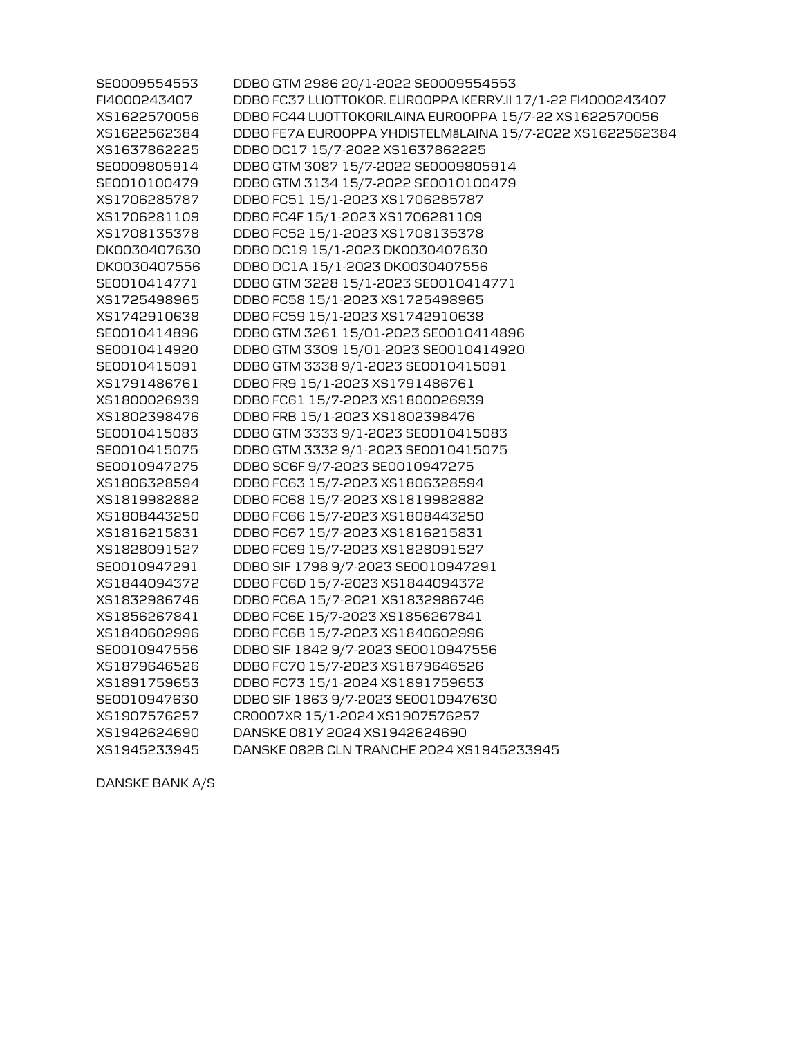| | |
|---|---|
| SE0009554553 | DDBO GTM 2986 20/1-2022 SE0009554553 |
| FI4000243407 | DDBO FC37 LUOTTOKOR. EUROOPPA KERRY.II 17/1-22 FI4000243407 |
| XS1622570056 | DDBO FC44 LUOTTOKORILAINA EUROOPPA 15/7-22 XS1622570056 |
| XS1622562384 | DDBO FE7A EUROOPPA YHDISTELMäLAINA 15/7-2022 XS1622562384 |
| XS1637862225 | DDBO DC17 15/7-2022 XS1637862225 |
| SE0009805914 | DDBO GTM 3087 15/7-2022 SE0009805914 |
| SE0010100479 | DDBO GTM 3134 15/7-2022 SE0010100479 |
| XS1706285787 | DDBO FC51 15/1-2023 XS1706285787 |
| XS1706281109 | DDBO FC4F 15/1-2023 XS1706281109 |
| XS1708135378 | DDBO FC52 15/1-2023 XS1708135378 |
| DK0030407630 | DDBO DC19 15/1-2023 DK0030407630 |
| DK0030407556 | DDBO DC1A 15/1-2023 DK0030407556 |
| SE0010414771 | DDBO GTM 3228 15/1-2023 SE0010414771 |
| XS1725498965 | DDBO FC58 15/1-2023 XS1725498965 |
| XS1742910638 | DDBO FC59 15/1-2023 XS1742910638 |
| SE0010414896 | DDBO GTM 3261 15/01-2023 SE0010414896 |
| SE0010414920 | DDBO GTM 3309 15/01-2023 SE0010414920 |
| SE0010415091 | DDBO GTM 3338 9/1-2023 SE0010415091 |
| XS1791486761 | DDBO FR9 15/1-2023 XS1791486761 |
| XS1800026939 | DDBO FC61 15/7-2023 XS1800026939 |
| XS1802398476 | DDBO FRB 15/1-2023 XS1802398476 |
| SE0010415083 | DDBO GTM 3333 9/1-2023 SE0010415083 |
| SE0010415075 | DDBO GTM 3332 9/1-2023 SE0010415075 |
| SE0010947275 | DDBO SC6F 9/7-2023 SE0010947275 |
| XS1806328594 | DDBO FC63 15/7-2023 XS1806328594 |
| XS1819982882 | DDBO FC68 15/7-2023 XS1819982882 |
| XS1808443250 | DDBO FC66 15/7-2023 XS1808443250 |
| XS1816215831 | DDBO FC67 15/7-2023 XS1816215831 |
| XS1828091527 | DDBO FC69 15/7-2023 XS1828091527 |
| SE0010947291 | DDBO SIF 1798 9/7-2023 SE0010947291 |
| XS1844094372 | DDBO FC6D 15/7-2023 XS1844094372 |
| XS1832986746 | DDBO FC6A 15/7-2021 XS1832986746 |
| XS1856267841 | DDBO FC6E 15/7-2023 XS1856267841 |
| XS1840602996 | DDBO FC6B 15/7-2023 XS1840602996 |
| SE0010947556 | DDBO SIF 1842 9/7-2023 SE0010947556 |
| XS1879646526 | DDBO FC70 15/7-2023 XS1879646526 |
| XS1891759653 | DDBO FC73 15/1-2024 XS1891759653 |
| SE0010947630 | DDBO SIF 1863 9/7-2023 SE0010947630 |
| XS1907576257 | CR0007XR 15/1-2024 XS1907576257 |
| XS1942624690 | DANSKE 081Y 2024 XS1942624690 |
| XS1945233945 | DANSKE 082B CLN TRANCHE 2024 XS1945233945 |

DANSKE BANK A/S